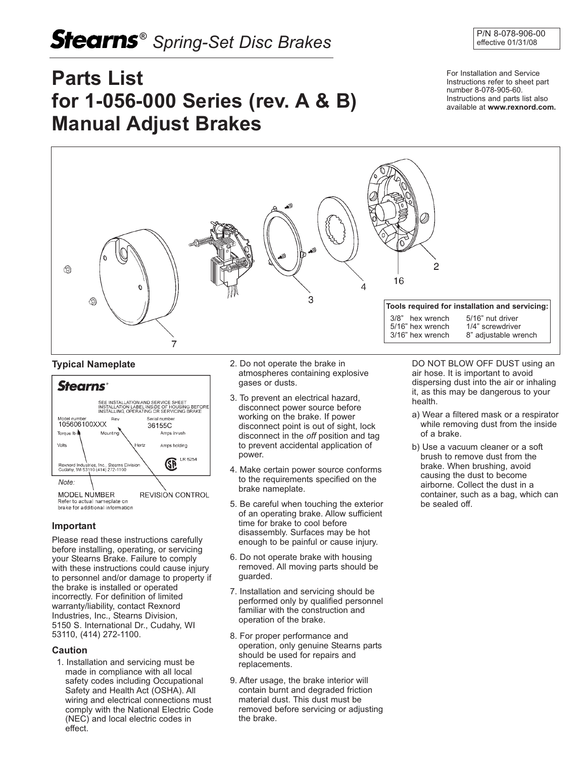# Stearns® Spring-Set Disc Brakes

P/N 8-078-906-00
effective 01/31/08

# Parts List for 1-056-000 Series (rev. A & B) Manual Adjust Brakes

For Installation and Service Instructions refer to sheet part number 8-078-905-60. Instructions and parts list also available at **www.rexnord.com.**

**Tools required for installation and servicing:**

| | |
|---|---|
| 3/8" hex wrench | 5/16" nut driver |
| 5/16" hex wrench | 1/4" screwdriver |
| 3/16" hex wrench | 8" adjustable wrench |

### Typical Nameplate

Stearns®

SEE INSTALLATION AND SERVICE SHEET INSTALLATION LABEL INSIDE OF HOUSING BEFORE INSTALLING, OPERATING OR SERVICING BRAKE

Model number 105606100XXX Rev Serial number 36155C
Torque lb-ft Mounting Amps Inrush
Volts Hertz Amps holding

Rexnord Industries, Inc., Stearns Division
Cudahy, WI 53110 (414) 272-1100

LR 5254

Note:
MODEL NUMBER — REVISION CONTROL
Refer to actual nameplate on brake for additional information

### Important

Please read these instructions carefully before installing, operating, or servicing your Stearns Brake. Failure to comply with these instructions could cause injury to personnel and/or damage to property if the brake is installed or operated incorrectly. For definition of limited warranty/liability, contact Rexnord Industries, Inc., Stearns Division, 5150 S. International Dr., Cudahy, WI 53110, (414) 272-1100.

### Caution

1. Installation and servicing must be made in compliance with all local safety codes including Occupational Safety and Health Act (OSHA). All wiring and electrical connections must comply with the National Electric Code (NEC) and local electric codes in effect.
2. Do not operate the brake in atmospheres containing explosive gases or dusts.
3. To prevent an electrical hazard, disconnect power source before working on the brake. If power disconnect point is out of sight, lock disconnect in the *off* position and tag to prevent accidental application of power.
4. Make certain power source conforms to the requirements specified on the brake nameplate.
5. Be careful when touching the exterior of an operating brake. Allow sufficient time for brake to cool before disassembly. Surfaces may be hot enough to be painful or cause injury.
6. Do not operate brake with housing removed. All moving parts should be guarded.
7. Installation and servicing should be performed only by qualified personnel familiar with the construction and operation of the brake.
8. For proper performance and operation, only genuine Stearns parts should be used for repairs and replacements.
9. After usage, the brake interior will contain burnt and degraded friction material dust. This dust must be removed before servicing or adjusting the brake.

DO NOT BLOW OFF DUST using an air hose. It is important to avoid dispersing dust into the air or inhaling it, as this may be dangerous to your health.

a) Wear a filtered mask or a respirator while removing dust from the inside of a brake.

b) Use a vacuum cleaner or a soft brush to remove dust from the brake. When brushing, avoid causing the dust to become airborne. Collect the dust in a container, such as a bag, which can be sealed off.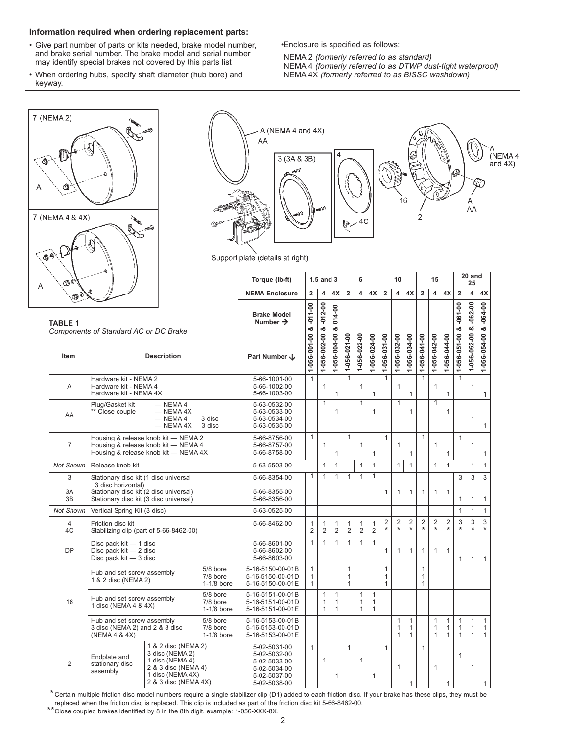**Information required when ordering replacement parts:**

- Give part number of parts or kits needed, brake model number, and brake serial number. The brake model and serial number may identify special brakes not covered by this parts list
- When ordering hubs, specify shaft diameter (hub bore) and keyway.

•Enclosure is specified as follows:

NEMA 2 *(formerly referred to as standard)*
NEMA 4 *(formerly referred to as DTWP dust-tight waterproof)*
NEMA 4X *(formerly referred to as BISSC washdown)*

Support plate (details at right)

**TABLE 1**
*Components of Standard AC or DC Brake*

| Item | Description | Torque (lb-ft) | 1.5 and 3 | | | 6 | | | 10 | | | 15 | | | 20 and 25 | | |
|---|---|---|---|---|---|---|---|---|---|---|---|---|---|---|---|---|---|
| | | NEMA Enclosure | 2 | 4 | 4X | 2 | 4 | 4X | 2 | 4 | 4X | 2 | 4 | 4X | 2 | 4 | 4X |
| | | Brake Model Number → | 1-056-001-00 & -011-00 | 1-056-002-00 & -012-00 | 1-056-004-00 & 014-00 | 1-056-021-00 | 1-056-022-00 | 1-056-024-00 | 1-056-031-00 | 1-056-032-00 | 1-056-034-00 | 1-056-041-00 | 1-056-042-00 | 1-056-044-00 | 1-056-051-00 & -061-00 | 1-056-052-00 & -062-00 | 1-056-054-00 & -064-00 |
| Item | Description | Part Number ↓ | | | | | | | | | | | | | | | |
| A | Hardware kit - NEMA 2 | 5-66-1001-00 | 1 | | | 1 | | | 1 | | | 1 | | | 1 | | |
| | Hardware kit - NEMA 4 | 5-66-1002-00 | | 1 | | | 1 | | | 1 | | | 1 | | | 1 | |
| | Hardware kit - NEMA 4X | 5-66-1003-00 | | | 1 | | | 1 | | | 1 | | | 1 | | | 1 |
| AA | Plug/Gasket kit — NEMA 4 | 5-63-0532-00 | | 1 | | | 1 | | | 1 | | | 1 | | | | |
| | ** Close couple — NEMA 4X | 5-63-0533-00 | | | 1 | | | 1 | | | 1 | | | 1 | | | |
| | — NEMA 4 3 disc | 5-63-0534-00 | | | | | | | | | | | | | | 1 | |
| | — NEMA 4X 3 disc | 5-63-0535-00 | | | | | | | | | | | | | | | 1 |
| 7 | Housing & release knob kit — NEMA 2 | 5-66-8756-00 | 1 | | | 1 | | | 1 | | | 1 | | | 1 | | |
| | Housing & release knob kit — NEMA 4 | 5-66-8757-00 | | 1 | | | 1 | | | 1 | | | 1 | | | 1 | |
| | Housing & release knob kit — NEMA 4X | 5-66-8758-00 | | | 1 | | | 1 | | | 1 | | | 1 | | | 1 |
| *Not Shown* | Release knob kit | 5-63-5503-00 | | 1 | 1 | | 1 | 1 | | 1 | 1 | | 1 | 1 | | 1 | 1 |
| 3 | Stationary disc kit (1 disc universal 3 disc horizontal) | 5-66-8354-00 | 1 | 1 | 1 | 1 | 1 | 1 | | | | | | | 3 | 3 | 3 |
| 3A | Stationary disc kit (2 disc universal) | 5-66-8355-00 | | | | | | | 1 | 1 | 1 | 1 | 1 | 1 | | | |
| 3B | Stationary disc kit (3 disc universal) | 5-66-8356-00 | | | | | | | | | | | | | 1 | 1 | 1 |
| *Not Shown* | Vertical Spring Kit (3 disc) | 5-63-0525-00 | | | | | | | | | | | | | 1 | 1 | 1 |
| 4 / 4C | Friction disc kit / Stabilizing clip (part of 5-66-8462-00) | 5-66-8462-00 | 1 / 2 | 1 / 2 | 1 / 2 | 1 / 2 | 1 / 2 | 1 / 2 | 2 / * | 2 / * | 2 / * | 2 / * | 2 / * | 2 / * | 3 / * | 3 / * | 3 / * |
| DP | Disc pack kit — 1 disc | 5-66-8601-00 | 1 | 1 | 1 | 1 | 1 | 1 | | | | | | | | | |
| | Disc pack kit — 2 disc | 5-66-8602-00 | | | | | | | 1 | 1 | 1 | 1 | 1 | 1 | | | |
| | Disc pack kit — 3 disc | 5-66-8603-00 | | | | | | | | | | | | | 1 | 1 | 1 |
| 16 | Hub and set screw assembly 1 & 2 disc (NEMA 2) — 5/8 bore | 5-16-5150-00-01B | 1 | | | 1 | | | 1 | | | 1 | | | | | |
| | Hub and set screw assembly 1 & 2 disc (NEMA 2) — 7/8 bore | 5-16-5150-00-01D | 1 | | | 1 | | | 1 | | | 1 | | | | | |
| | Hub and set screw assembly 1 & 2 disc (NEMA 2) — 1-1/8 bore | 5-16-5150-00-01E | 1 | | | 1 | | | 1 | | | 1 | | | | | |
| | Hub and set screw assembly 1 disc (NEMA 4 & 4X) — 5/8 bore | 5-16-5151-00-01B | | 1 | 1 | | 1 | 1 | | | | | | | | | |
| | Hub and set screw assembly 1 disc (NEMA 4 & 4X) — 7/8 bore | 5-16-5151-00-01D | | 1 | 1 | | 1 | 1 | | | | | | | | | |
| | Hub and set screw assembly 1 disc (NEMA 4 & 4X) — 1-1/8 bore | 5-16-5151-00-01E | | 1 | 1 | | 1 | 1 | | | | | | | | | |
| | Hub and set screw assembly 3 disc (NEMA 2) and 2 & 3 disc (NEMA 4 & 4X) — 5/8 bore | 5-16-5153-00-01B | | | | | | | | 1 | 1 | | 1 | 1 | 1 | 1 | 1 |
| | Hub and set screw assembly 3 disc (NEMA 2) and 2 & 3 disc (NEMA 4 & 4X) — 7/8 bore | 5-16-5153-00-01D | | | | | | | | 1 | 1 | | 1 | 1 | 1 | 1 | 1 |
| | Hub and set screw assembly 3 disc (NEMA 2) and 2 & 3 disc (NEMA 4 & 4X) — 1-1/8 bore | 5-16-5153-00-01E | | | | | | | | 1 | 1 | | 1 | 1 | 1 | 1 | 1 |
| 2 | Endplate and stationary disc assembly — 1 & 2 disc (NEMA 2) | 5-02-5031-00 | 1 | | | 1 | | | 1 | | | 1 | | | | | |
| | Endplate and stationary disc assembly — 3 disc (NEMA 2) | 5-02-5032-00 | | | | | | | | | | | | | 1 | | |
| | Endplate and stationary disc assembly — 1 disc (NEMA 4) | 5-02-5033-00 | | 1 | | | 1 | | | | | | | | | | |
| | Endplate and stationary disc assembly — 2 & 3 disc (NEMA 4) | 5-02-5034-00 | | | | | | | | 1 | | | 1 | | | 1 | |
| | Endplate and stationary disc assembly — 1 disc (NEMA 4X) | 5-02-5037-00 | | | 1 | | | 1 | | | | | | | | | |
| | Endplate and stationary disc assembly — 2 & 3 disc (NEMA 4X) | 5-02-5038-00 | | | | | | | | | 1 | | | 1 | | | 1 |

\* Certain multiple friction disc model numbers require a single stabilizer clip (D1) added to each friction disc. If your brake has these clips, they must be replaced when the friction disc is replaced. This clip is included as part of the friction disc kit 5-66-8462-00.

** Close coupled brakes identified by 8 in the 8th digit. example: 1-056-XXX-8X.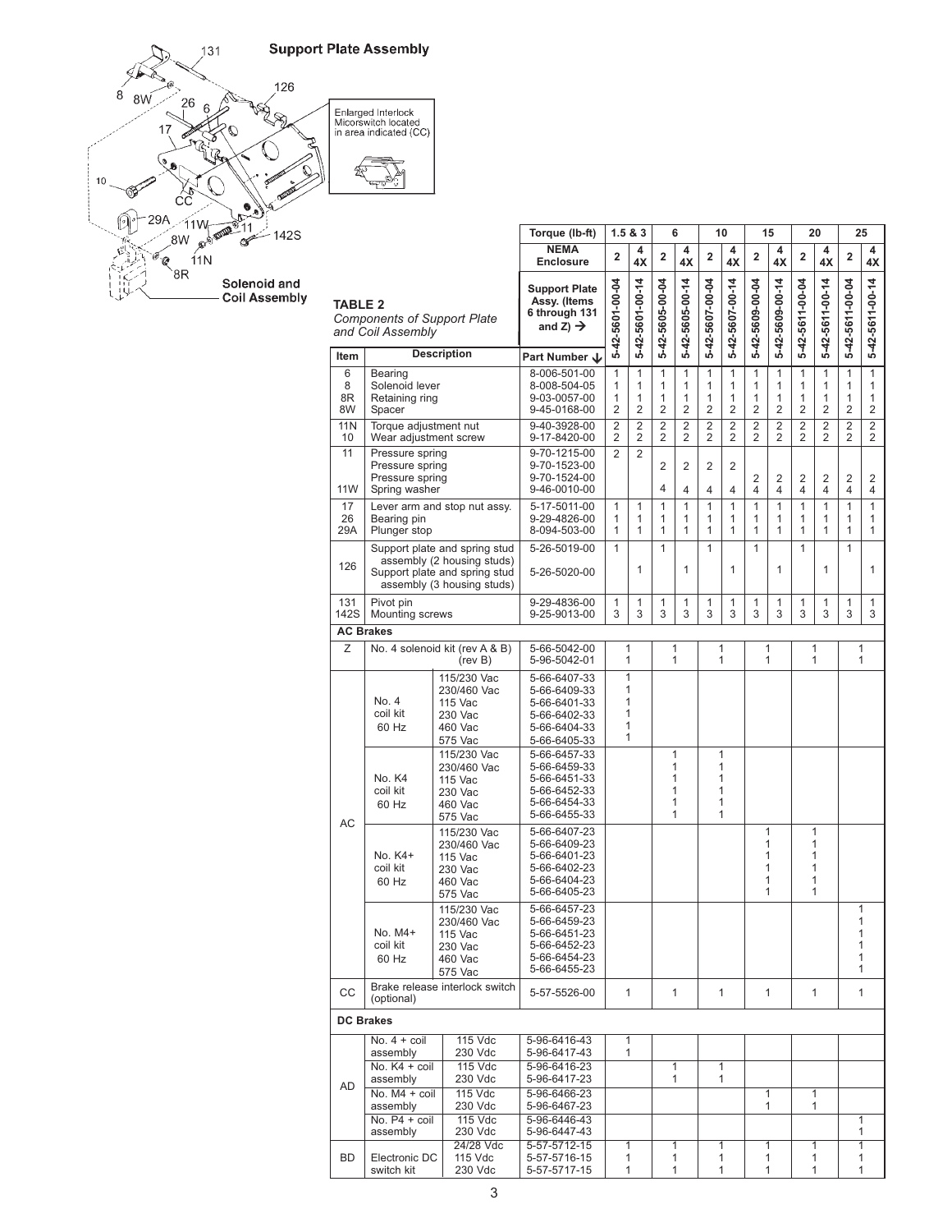## Support Plate Assembly

Enlarged Interlock Micorswitch located in area indicated (CC)

Solenoid and Coil Assembly

**TABLE 2**
*Components of Support Plate and Coil Assembly*

| Item | Description | | Torque (lb-ft) | 1.5 & 3 | | 6 | | 10 | | 15 | | 20 | | 25 | |
|---|---|---|---|---|---|---|---|---|---|---|---|---|---|---|---|
| | | | NEMA Enclosure | 2 | 4 4X | 2 | 4 4X | 2 | 4 4X | 2 | 4 4X | 2 | 4 4X | 2 | 4 4X |
| | | | Support Plate Assy. (Items 6 through 131 and Z) → | 5-42-5601-00-04 | 5-42-5601-00-14 | 5-42-5605-00-04 | 5-42-5605-00-14 | 5-42-5607-00-04 | 5-42-5607-00-14 | 5-42-5609-00-04 | 5-42-5609-00-14 | 5-42-5611-00-04 | 5-42-5611-00-14 | 5-42-5611-00-04 | 5-42-5611-00-14 |
| Item | Description | | Part Number ↓ | | | | | | | | | | | | |
| 6 | Bearing | | 8-006-501-00 | 1 | 1 | 1 | 1 | 1 | 1 | 1 | 1 | 1 | 1 | 1 | 1 |
| 8 | Solenoid lever | | 8-008-504-05 | 1 | 1 | 1 | 1 | 1 | 1 | 1 | 1 | 1 | 1 | 1 | 1 |
| 8R | Retaining ring | | 9-03-0057-00 | 1 | 1 | 1 | 1 | 1 | 1 | 1 | 1 | 1 | 1 | 1 | 1 |
| 8W | Spacer | | 9-45-0168-00 | 2 | 2 | 2 | 2 | 2 | 2 | 2 | 2 | 2 | 2 | 2 | 2 |
| 11N | Torque adjustment nut | | 9-40-3928-00 | 2 | 2 | 2 | 2 | 2 | 2 | 2 | 2 | 2 | 2 | 2 | 2 |
| 10 | Wear adjustment screw | | 9-17-8420-00 | 2 | 2 | 2 | 2 | 2 | 2 | 2 | 2 | 2 | 2 | 2 | 2 |
| 11 | Pressure spring | | 9-70-1215-00 | 2 | 2 | | | | | | | | | | |
| | Pressure spring | | 9-70-1523-00 | | | 2 | 2 | 2 | 2 | | | | | | |
| | Pressure spring | | 9-70-1524-00 | | | | | | | 2 | 2 | 2 | 2 | 2 | 2 |
| 11W | Spring washer | | 9-46-0010-00 | | | 4 | 4 | 4 | 4 | 4 | 4 | 4 | 4 | 4 | 4 |
| 17 | Lever arm and stop nut assy. | | 5-17-5011-00 | 1 | 1 | 1 | 1 | 1 | 1 | 1 | 1 | 1 | 1 | 1 | 1 |
| 26 | Bearing pin | | 9-29-4826-00 | 1 | 1 | 1 | 1 | 1 | 1 | 1 | 1 | 1 | 1 | 1 | 1 |
| 29A | Plunger stop | | 8-094-503-00 | 1 | 1 | 1 | 1 | 1 | 1 | 1 | 1 | 1 | 1 | 1 | 1 |
| 126 | Support plate and spring stud assembly (2 housing studs) | | 5-26-5019-00 | 1 | | 1 | | 1 | | 1 | | 1 | | 1 | |
| | Support plate and spring stud assembly (3 housing studs) | | 5-26-5020-00 | | 1 | | 1 | | 1 | | 1 | | 1 | | 1 |
| 131 | Pivot pin | | 9-29-4836-00 | 1 | 1 | 1 | 1 | 1 | 1 | 1 | 1 | 1 | 1 | 1 | 1 |
| 142S | Mounting screws | | 9-25-9013-00 | 3 | 3 | 3 | 3 | 3 | 3 | 3 | 3 | 3 | 3 | 3 | 3 |
| **AC Brakes** | | | | | | | | | | | | | | | |
| Z | No. 4 solenoid kit (rev A & B) | | 5-66-5042-00 | 1 | | 1 | | 1 | | 1 | | 1 | | 1 | |
| | | (rev B) | 5-96-5042-01 | 1 | | 1 | | 1 | | 1 | | 1 | | 1 | |
| AC | No. 4 coil kit 60 Hz | 115/230 Vac | 5-66-6407-33 | 1 | | | | | | | | | | | |
| | | 230/460 Vac | 5-66-6409-33 | 1 | | | | | | | | | | | |
| | | 115 Vac | 5-66-6401-33 | 1 | | | | | | | | | | | |
| | | 230 Vac | 5-66-6402-33 | 1 | | | | | | | | | | | |
| | | 460 Vac | 5-66-6404-33 | 1 | | | | | | | | | | | |
| | | 575 Vac | 5-66-6405-33 | 1 | | | | | | | | | | | |
| | No. K4 coil kit 60 Hz | 115/230 Vac | 5-66-6457-33 | | | 1 | | 1 | | | | | | | |
| | | 230/460 Vac | 5-66-6459-33 | | | 1 | | 1 | | | | | | | |
| | | 115 Vac | 5-66-6451-33 | | | 1 | | 1 | | | | | | | |
| | | 230 Vac | 5-66-6452-33 | | | 1 | | 1 | | | | | | | |
| | | 460 Vac | 5-66-6454-33 | | | 1 | | 1 | | | | | | | |
| | | 575 Vac | 5-66-6455-33 | | | 1 | | 1 | | | | | | | |
| | No. K4+ coil kit 60 Hz | 115/230 Vac | 5-66-6407-23 | | | | | | | 1 | | 1 | | | |
| | | 230/460 Vac | 5-66-6409-23 | | | | | | | 1 | | 1 | | | |
| | | 115 Vac | 5-66-6401-23 | | | | | | | 1 | | 1 | | | |
| | | 230 Vac | 5-66-6402-23 | | | | | | | 1 | | 1 | | | |
| | | 460 Vac | 5-66-6404-23 | | | | | | | 1 | | 1 | | | |
| | | 575 Vac | 5-66-6405-23 | | | | | | | 1 | | 1 | | | |
| | No. M4+ coil kit 60 Hz | 115/230 Vac | 5-66-6457-23 | | | | | | | | | | | 1 | |
| | | 230/460 Vac | 5-66-6459-23 | | | | | | | | | | | 1 | |
| | | 115 Vac | 5-66-6451-23 | | | | | | | | | | | 1 | |
| | | 230 Vac | 5-66-6452-23 | | | | | | | | | | | 1 | |
| | | 460 Vac | 5-66-6454-23 | | | | | | | | | | | 1 | |
| | | 575 Vac | 5-66-6455-23 | | | | | | | | | | | 1 | |
| CC | Brake release interlock switch (optional) | | 5-57-5526-00 | 1 | | 1 | | 1 | | 1 | | 1 | | 1 | |
| **DC Brakes** | | | | | | | | | | | | | | | |
| AD | No. 4 + coil assembly | 115 Vdc | 5-96-6416-43 | 1 | | | | | | | | | | | |
| | | 230 Vdc | 5-96-6417-43 | 1 | | | | | | | | | | | |
| | No. K4 + coil assembly | 115 Vdc | 5-96-6416-23 | | | 1 | | 1 | | | | | | | |
| | | 230 Vdc | 5-96-6417-23 | | | 1 | | 1 | | | | | | | |
| | No. M4 + coil assembly | 115 Vdc | 5-96-6466-23 | | | | | | | 1 | | 1 | | | |
| | | 230 Vdc | 5-96-6467-23 | | | | | | | 1 | | 1 | | | |
| | No. P4 + coil assembly | 115 Vdc | 5-96-6446-43 | | | | | | | | | | | 1 | |
| | | 230 Vdc | 5-96-6447-43 | | | | | | | | | | | 1 | |
| BD | Electronic DC switch kit | 24/28 Vdc | 5-57-5712-15 | 1 | | 1 | | 1 | | 1 | | 1 | | 1 | |
| | | 115 Vdc | 5-57-5716-15 | 1 | | 1 | | 1 | | 1 | | 1 | | 1 | |
| | | 230 Vdc | 5-57-5717-15 | 1 | | 1 | | 1 | | 1 | | 1 | | 1 | |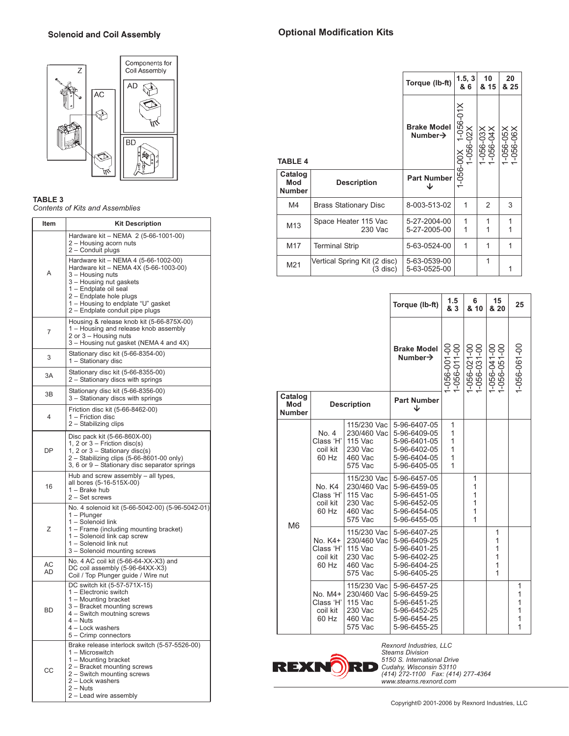## Solenoid and Coil Assembly

Z

AC

Components for Coil Assembly

AD

BD

**TABLE 3**
*Contents of Kits and Assemblies*

| Item | Kit Description |
|---|---|
| A | Hardware kit – NEMA 2 (5-66-1001-00)<br>2 – Housing acorn nuts<br>2 – Conduit plugs |
| | Hardware kit – NEMA 4 (5-66-1002-00)<br>Hardware kit – NEMA 4X (5-66-1003-00)<br>3 – Housing nuts<br>3 – Housing nut gaskets<br>1 – Endplate oil seal<br>2 – Endplate hole plugs<br>1 – Housing to endplate “U” gasket<br>2 – Endplate conduit pipe plugs |
| 7 | Housing & release knob kit (5-66-875X-00)<br>1 – Housing and release knob assembly<br>2 or 3 – Housing nuts<br>3 – Housing nut gasket (NEMA 4 and 4X) |
| 3 | Stationary disc kit (5-66-8354-00)<br>1 – Stationary disc |
| 3A | Stationary disc kit (5-66-8355-00)<br>2 – Stationary discs with springs |
| 3B | Stationary disc kit (5-66-8356-00)<br>3 – Stationary discs with springs |
| 4 | Friction disc kit (5-66-8462-00)<br>1 – Friction disc<br>2 – Stabilizing clips |
| DP | Disc pack kit (5-66-860X-00)<br>1, 2 or 3 – Friction disc(s)<br>1, 2 or 3 – Stationary disc(s)<br>2 – Stabilizing clips (5-66-8601-00 only)<br>3, 6 or 9 – Stationary disc separator springs |
| 16 | Hub and screw assembly – all types, all bores (5-16-515X-00)<br>1 – Brake hub<br>2 – Set screws |
| Z | No. 4 solenoid kit (5-66-5042-00) (5-96-5042-01)<br>1 – Plunger<br>1 – Solenoid link<br>1 – Frame (including mounting bracket)<br>1 – Solenoid link cap screw<br>1 – Solenoid link nut<br>3 – Solenoid mounting screws |
| AC<br>AD | No. 4 AC coil kit (5-66-64-XX-X3) and DC coil assembly (5-96-64XX-X3)<br>Coil / Top Plunger guide / Wire nut |
| BD | DC switch kit (5-57-571X-15)<br>1 – Electronic switch<br>1 – Mounting bracket<br>3 – Bracket mounting screws<br>4 – Switch moutning screws<br>4 – Nuts<br>4 – Lock washers<br>5 – Crimp connectors |
| CC | Brake release interlock switch (5-57-5526-00)<br>1 – Microswitch<br>1 – Mounting bracket<br>2 – Bracket mounting screws<br>2 – Switch mounting screws<br>2 – Lock washers<br>2 – Nuts<br>2 – Lead wire assembly |

## Optional Modification Kits

**TABLE 4**

| | | Torque (lb-ft) | 1.5, 3 & 6 | 10 & 15 | 20 & 25 |
|---|---|---|---|---|---|
| | | Brake Model Number→ | 1-056-00X 1-056-01X 1-056-02X | 1-056-03X 1-056-04X | 1-056-05X 1-056-06X |
| Catalog Mod Number | Description | Part Number ↓ | | | |
| M4 | Brass Stationary Disc | 8-003-513-02 | 1 | 2 | 3 |
| M13 | Space Heater 115 Vac<br>230 Vac | 5-27-2004-00<br>5-27-2005-00 | 1<br>1 | 1<br>1 | 1<br>1 |
| M17 | Terminal Strip | 5-63-0524-00 | 1 | 1 | 1 |
| M21 | Vertical Spring Kit (2 disc)<br>(3 disc) | 5-63-0539-00<br>5-63-0525-00 | | 1 | <br>1 |

| | | | Torque (lb-ft) | 1.5 & 3 | 6 & 10 | 15 & 20 | 25 |
|---|---|---|---|---|---|---|---|
| | | | Brake Model Number→ | 1-056-001-00 1-056-011-00 | 1-056-021-00 1-056-031-00 | 1-056-041-00 1-056-051-00 | 1-056-061-00 |
| Catalog Mod Number | Description | | Part Number ↓ | | | | |
| M6 | No. 4 Class ‘H’ coil kit 60 Hz | 115/230 Vac<br>230/460 Vac<br>115 Vac<br>230 Vac<br>460 Vac<br>575 Vac | 5-96-6407-05<br>5-96-6409-05<br>5-96-6401-05<br>5-96-6402-05<br>5-96-6404-05<br>5-96-6405-05 | 1<br>1<br>1<br>1<br>1<br>1 | | | |
| | No. K4 Class ‘H’ coil kit 60 Hz | 115/230 Vac<br>230/460 Vac<br>115 Vac<br>230 Vac<br>460 Vac<br>575 Vac | 5-96-6457-05<br>5-96-6459-05<br>5-96-6451-05<br>5-96-6452-05<br>5-96-6454-05<br>5-96-6455-05 | | 1<br>1<br>1<br>1<br>1<br>1 | | |
| | No. K4+ Class ‘H’ coil kit 60 Hz | 115/230 Vac<br>230/460 Vac<br>115 Vac<br>230 Vac<br>460 Vac<br>575 Vac | 5-96-6407-25<br>5-96-6409-25<br>5-96-6401-25<br>5-96-6402-25<br>5-96-6404-25<br>5-96-6405-25 | | | 1<br>1<br>1<br>1<br>1<br>1 | |
| | No. M4+ Class ‘H’ coil kit 60 Hz | 115/230 Vac<br>230/460 Vac<br>115 Vac<br>230 Vac<br>460 Vac<br>575 Vac | 5-96-6457-25<br>5-96-6459-25<br>5-96-6451-25<br>5-96-6452-25<br>5-96-6454-25<br>5-96-6455-25 | | | | 1<br>1<br>1<br>1<br>1<br>1 |

REXNORD

*Rexnord Industries, LLC*
*Stearns Division*
*5150 S. International Drive*
*Cudahy, Wisconsin 53110*
*(414) 272-1100 Fax: (414) 277-4364*
*www.stearns.rexnord.com*

Copyright© 2001-2006 by Rexnord Industries, LLC